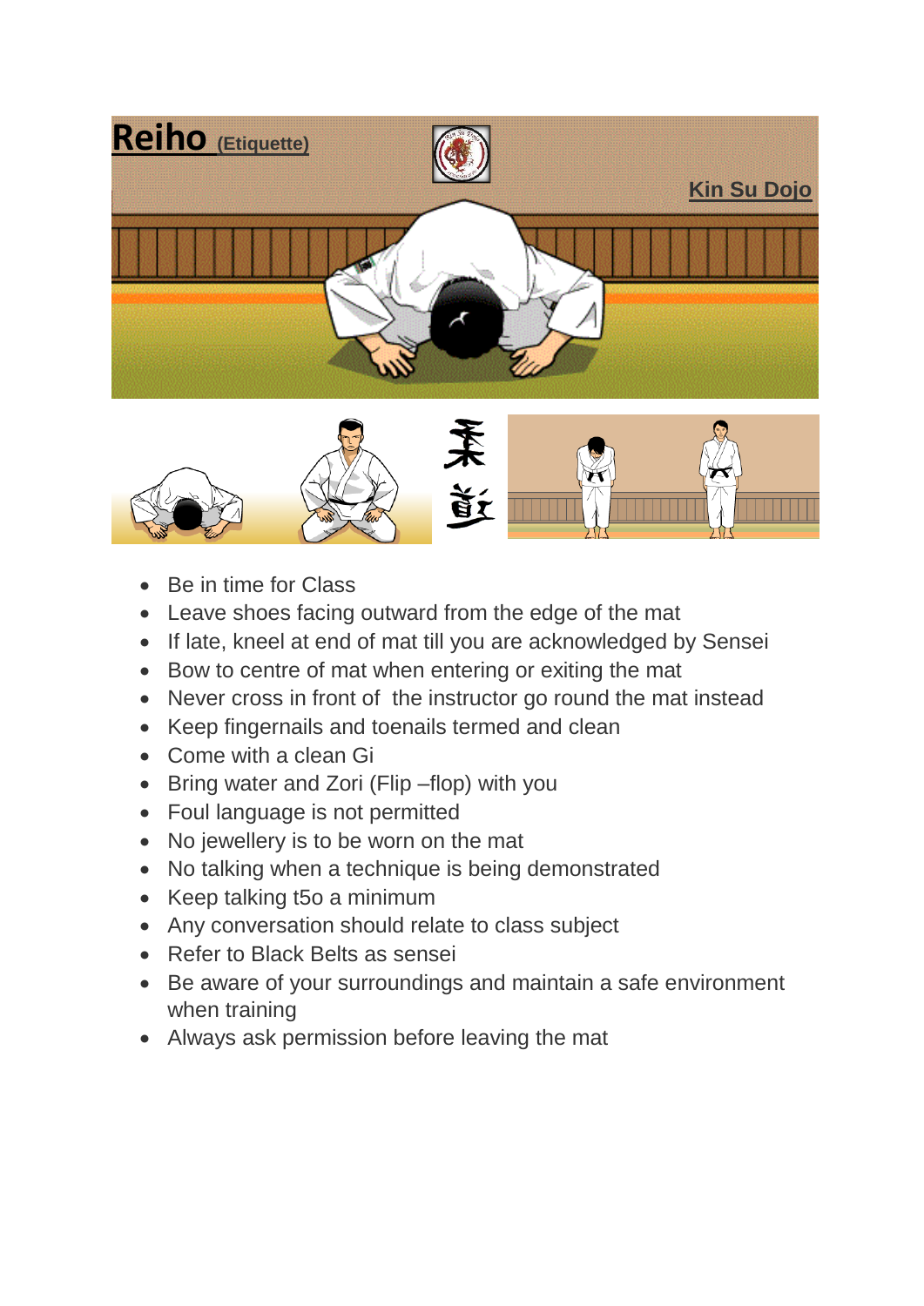# Reiho (Etiquette)

**Kin Su Dojo**

- Be in time for Class
- Leave shoes facing outward from the edge of the mat
- If late, kneel at end of mat till you are acknowledged by Sensei
- Bow to centre of mat when entering or exiting the mat
- Never cross in front of  the instructor go round the mat instead
- Keep fingernails and toenails termed and clean
- Come with a clean Gi
- Bring water and Zori (Flip –flop) with you
- Foul language is not permitted
- No jewellery is to be worn on the mat
- No talking when a technique is being demonstrated
- Keep talking t5o a minimum
- Any conversation should relate to class subject
- Refer to Black Belts as sensei
- Be aware of your surroundings and maintain a safe environment when training
- Always ask permission before leaving the mat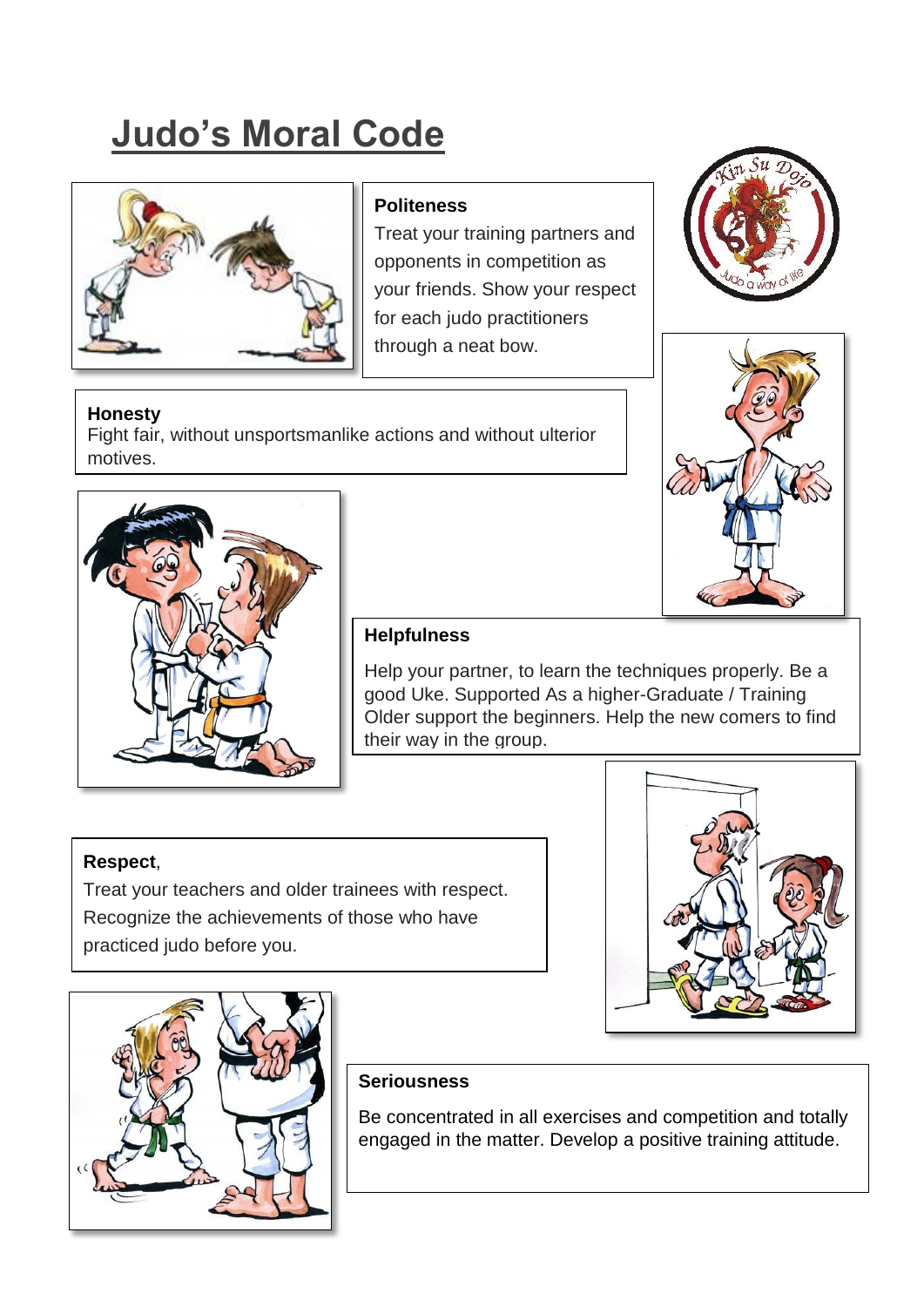# Judo's Moral Code

**Politeness**

Treat your training partners and opponents in competition as your friends. Show your respect for each judo practitioners through a neat bow.

**Honesty**

Fight fair, without unsportsmanlike actions and without ulterior motives.

**Helpfulness**

Help your partner, to learn the techniques properly. Be a good Uke. Supported As a higher-Graduate / Training Older support the beginners. Help the new comers to find their way in the group.

**Respect**,

Treat your teachers and older trainees with respect. Recognize the achievements of those who have practiced judo before you.

**Seriousness**

Be concentrated in all exercises and competition and totally engaged in the matter. Develop a positive training attitude.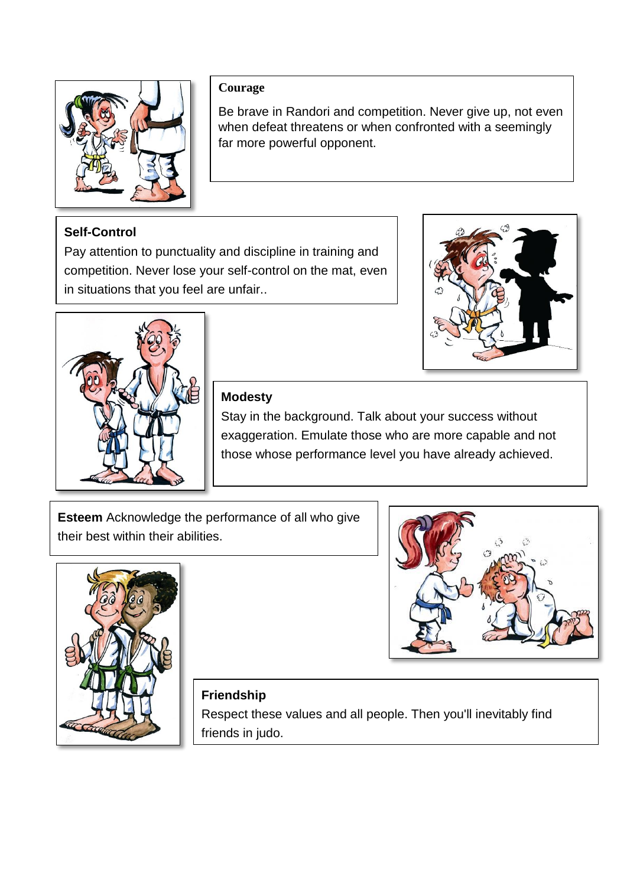## Courage

Be brave in Randori and competition. Never give up, not even when defeat threatens or when confronted with a seemingly far more powerful opponent.

## Self-Control

Pay attention to punctuality and discipline in training and competition. Never lose your self-control on the mat, even in situations that you feel are unfair..

## Modesty

Stay in the background. Talk about your success without exaggeration. Emulate those who are more capable and not those whose performance level you have already achieved.

**Esteem** Acknowledge the performance of all who give their best within their abilities.

## Friendship

Respect these values and all people. Then you'll inevitably find friends in judo.